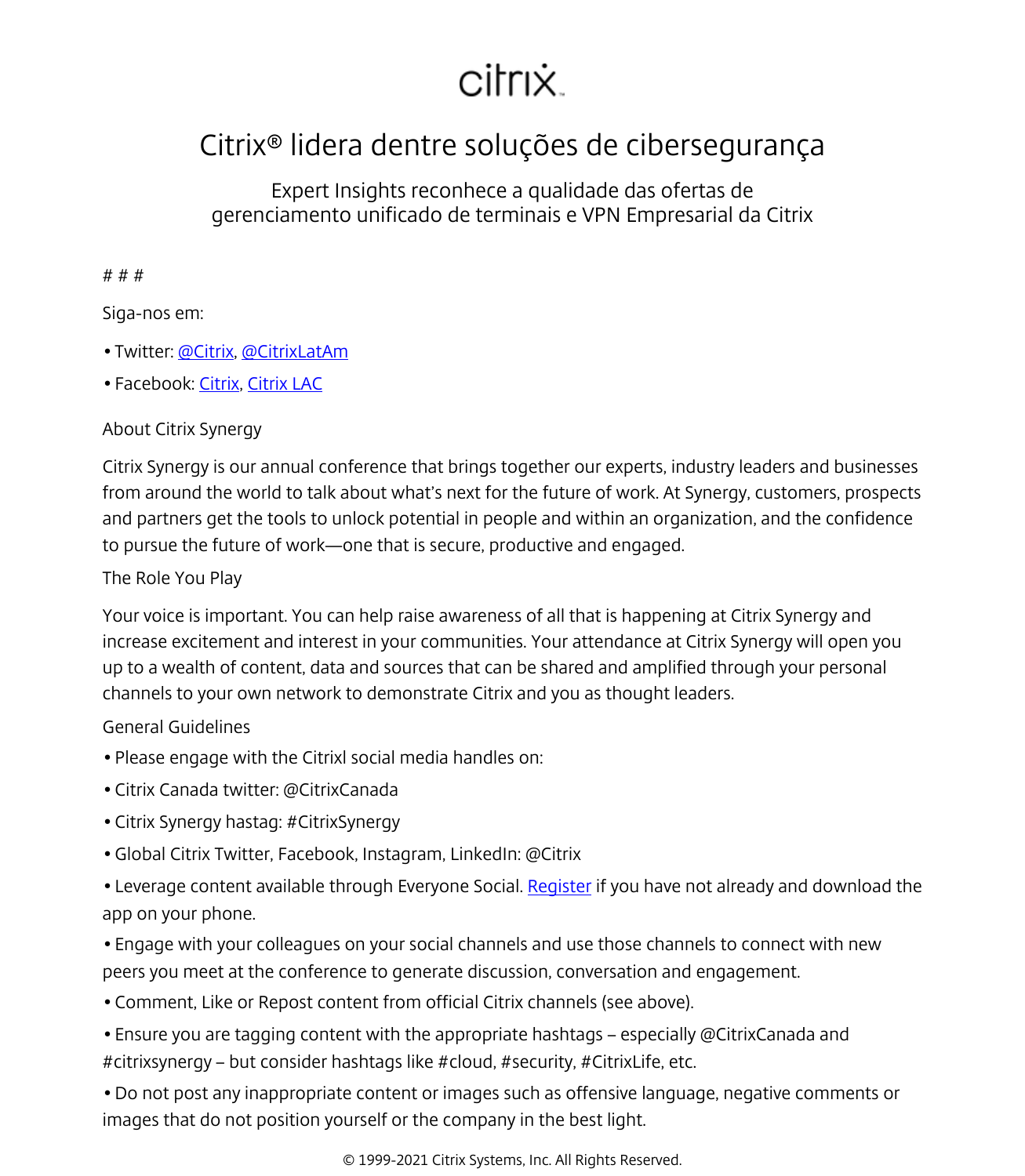citrix

# Citrix® lidera dentre soluções de cibersegurança

## Expert Insights reconhece a qualidade das ofertas de gerenciamento unificado de terminais e VPN Empresarial da Citrix

# # #

Siga-nos em:

• Twitter: @Citrix, @CitrixLatAm

• Facebook: Citrix, Citrix LAC

About Citrix Synergy

Citrix Synergy is our annual conference that brings together our experts, industry leaders and businesses from around the world to talk about what's next for the future of work. At Synergy, customers, prospects and partners get the tools to unlock potential in people and within an organization, and the confidence to pursue the future of work—one that is secure, productive and engaged.

The Role You Play

Your voice is important. You can help raise awareness of all that is happening at Citrix Synergy and increase excitement and interest in your communities. Your attendance at Citrix Synergy will open you up to a wealth of content, data and sources that can be shared and amplified through your personal channels to your own network to demonstrate Citrix and you as thought leaders.

General Guidelines

• Please engage with the Citrixl social media handles on:

• Citrix Canada twitter: @CitrixCanada

• Citrix Synergy hastag: #CitrixSynergy

• Global Citrix Twitter, Facebook, Instagram, LinkedIn: @Citrix

• Leverage content available through Everyone Social. Register if you have not already and download the app on your phone.

• Engage with your colleagues on your social channels and use those channels to connect with new peers you meet at the conference to generate discussion, conversation and engagement.

• Comment, Like or Repost content from official Citrix channels (see above).

• Ensure you are tagging content with the appropriate hashtags – especially @CitrixCanada and #citrixsynergy – but consider hashtags like #cloud, #security, #CitrixLife, etc.

• Do not post any inappropriate content or images such as offensive language, negative comments or images that do not position yourself or the company in the best light.

© 1999-2021 Citrix Systems, Inc. All Rights Reserved.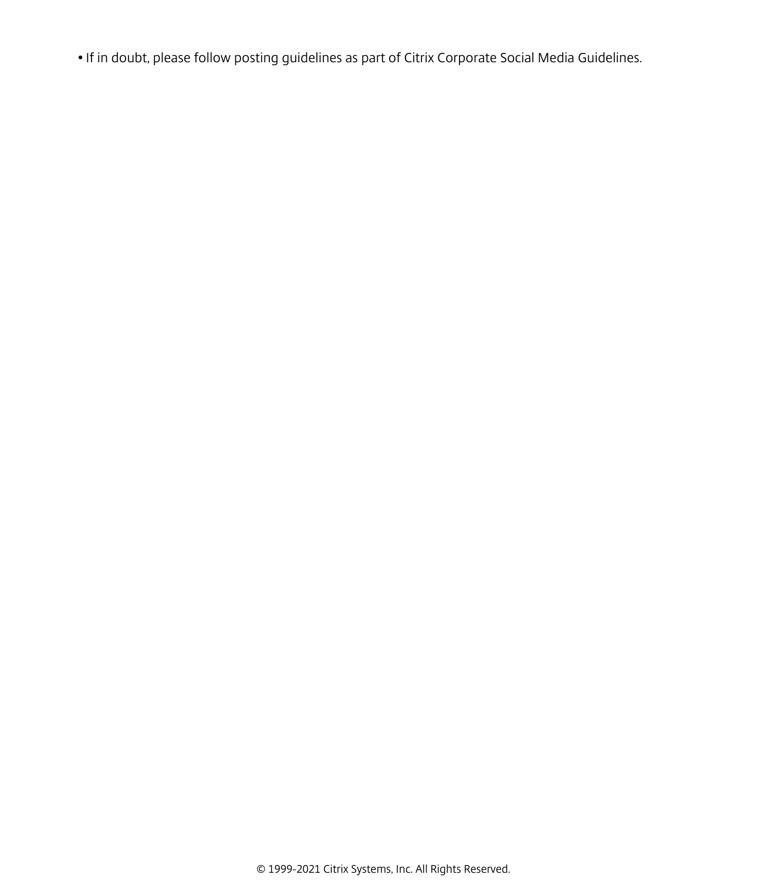- If in doubt, please follow posting guidelines as part of Citrix Corporate Social Media Guidelines.